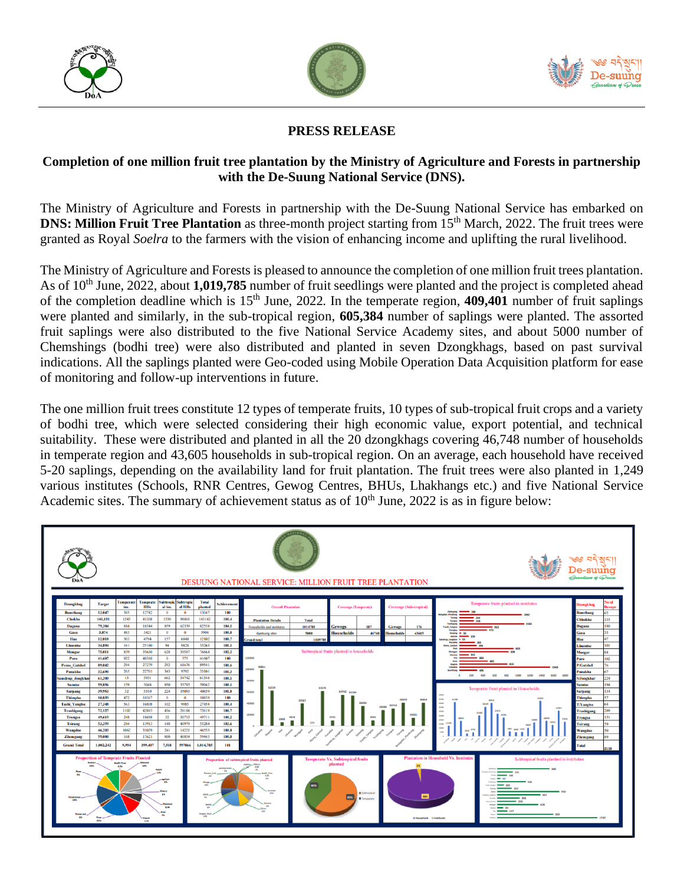## PRESS RELEASE

### Completion of one million fruit tree plantation by the Ministry of Agriculture and Forests in partnership with the De-Suung National Service (DNS).

The Ministry of Agriculture and Forests in partnership with the De-Suung National Service has embarked on **DNS: Million Fruit Tree Plantation** as three-month project starting from 15th March, 2022. The fruit trees were granted as Royal *Soelra* to the farmers with the vision of enhancing income and uplifting the rural livelihood.

The Ministry of Agriculture and Forests is pleased to announce the completion of one million fruit trees plantation. As of 10th June, 2022, about **1,019,785** number of fruit seedlings were planted and the project is completed ahead of the completion deadline which is 15th June, 2022. In the temperate region, **409,401** number of fruit saplings were planted and similarly, in the sub-tropical region, **605,384** number of saplings were planted. The assorted fruit saplings were also distributed to the five National Service Academy sites, and about 5000 number of Chemshings (bodhi tree) were also distributed and planted in seven Dzongkhags, based on past survival indications. All the saplings planted were Geo-coded using Mobile Operation Data Acquisition platform for ease of monitoring and follow-up interventions in future.

The one million fruit trees constitute 12 types of temperate fruits, 10 types of sub-tropical fruit crops and a variety of bodhi tree, which were selected considering their high economic value, export potential, and technical suitability. These were distributed and planted in all the 20 dzongkhags covering 46,748 number of households in temperate region and 43,605 households in sub-tropical region. On an average, each household have received 5-20 saplings, depending on the availability land for fruit plantation. The fruit trees were also planted in 1,249 various institutes (Schools, RNR Centres, Gewog Centres, BHUs, Lhakhangs etc.) and five National Service Academic sites. The summary of achievement status as of 10th June, 2022 is as in figure below:

DESUUNG NATIONAL SERVICE: MILLION FRUIT TREE PLANTATION

| Dzongkhag | Target | Temperate ins. | Temperate HHs | Subtropical ins. | Subtropical HHs | Total planted | Achievement |
|---|---|---|---|---|---|---|---|
| Bumthang | 13,047 | 305 | 12742 | 0 | 0 | 13047 | 100 |
| Chukha | 141,151 | 1543 | 41208 | 1530 | 98861 | 143142 | 101.4 |
| Dagana | 79,304 | 816 | 18544 | 859 | 62339 | 82558 | 104.1 |
| Gasa | 3,874 | 483 | 3421 | 0 | 0 | 3904 | 100.8 |
| Haa | 12,018 | 303 | 4794 | 157 | 6848 | 12102 | 100.7 |
| Lhuentse | 34,894 | 161 | 25180 | 94 | 9828 | 35263 | 101.1 |
| Mongar | 75,011 | 839 | 35610 | 628 | 39587 | 76664 | 102.2 |
| Paro | 41,607 | 922 | 40310 | 0 | 375 | 41607 | 100 |
| Pema_Gatshel | 89,042 | 204 | 27279 | 292 | 61676 | 89541 | 100.6 |
| Punakha | 32,690 | 265 | 22701 | 343 | 9792 | 33101 | 101.3 |
| Samdrup_Jongkhar | 61,390 | 13 | 5931 | 662 | 54742 | 61348 | 100.1 |
| Samtse | 59,856 | 159 | 5048 | 950 | 53785 | 59942 | 100.1 |
| Sarpang | 39,953 | 32 | 5310 | 224 | 35093 | 40659 | 101.8 |
| Thimphu | 10,839 | 472 | 10367 | 0 | 0 | 10839 | 100 |
| Tashi_Yangtse | 27,348 | 563 | 16808 | 102 | 9985 | 27458 | 100.4 |
| Trashigang | 72,127 | 1102 | 42893 | 436 | 28188 | 72619 | 100.7 |
| Trongsa | 49,619 | 248 | 18698 | 32 | 30713 | 49711 | 100.2 |
| Tsirang | 53,259 | 244 | 13913 | 148 | 40979 | 55284 | 103.6 |
| Wangdue | 46,203 | 1062 | 31029 | 241 | 14221 | 46553 | 100.8 |
| Zhemgang | 59,000 | 168 | 17621 | 800 | 40854 | 59443 | 100.8 |
| Grand Total | 1,002,242 | 9,994 | 399,407 | 7,518 | 597866 | 1,014,785 | 101 |

| Plantation Details | Total |
|---|---|
| Households and institutes | 1014785 |
| Gyeltsuung sites | 5000 |
| Grand total | 1019785 |

| Coverage (Temperate) | | Coverage (Sub-tropical) | |
|---|---|---|---|
| Gewogs | 187 | Gewogs | 176 |
| Households | 46748 | Households | 43605 |

| Dzongkhag | No of Benefs |
|---|---|
| Bumthang | 62 |
| Chhukha | 135 |
| Dagana | 180 |
| Gasa | 33 |
| Haa | 47 |
| Lhuentse | 101 |
| Mongar | 84 |
| Paro | 102 |
| P/Gatshel | 76 |
| Punakha | 67 |
| S/Jongkhar | 224 |
| Samtse | 194 |
| Sarpang | 134 |
| Thimphu | 57 |
| T/Yangtse | 64 |
| Trashigang | 209 |
| Trongsa | 151 |
| Tsirang | 59 |
| Wangdue | 50 |
| Zhemgang | 89 |
| Total | 2118 |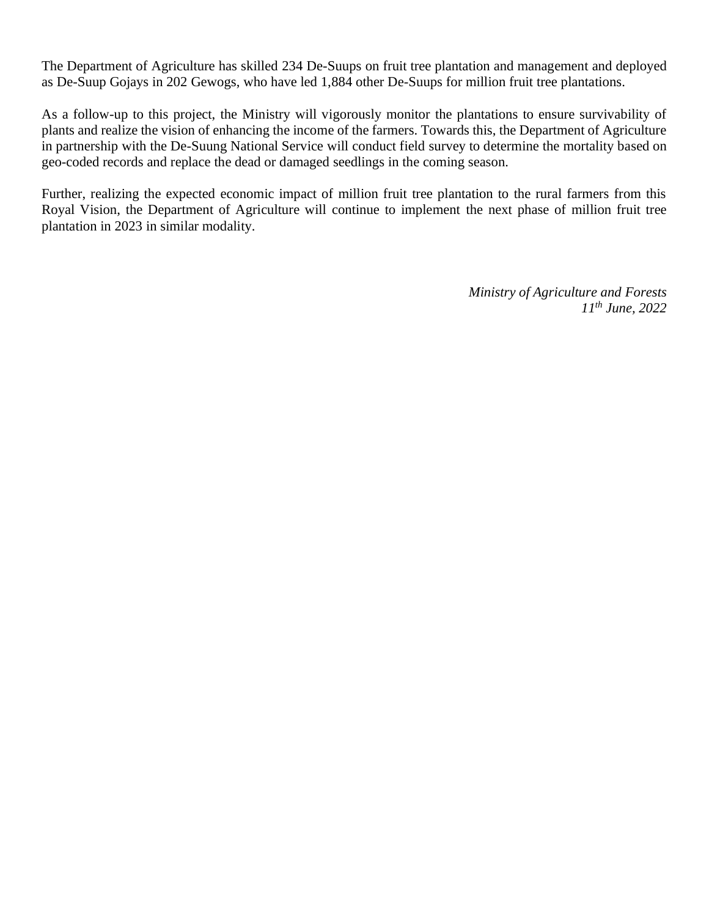The Department of Agriculture has skilled 234 De-Suups on fruit tree plantation and management and deployed as De-Suup Gojays in 202 Gewogs, who have led 1,884 other De-Suups for million fruit tree plantations.

As a follow-up to this project, the Ministry will vigorously monitor the plantations to ensure survivability of plants and realize the vision of enhancing the income of the farmers. Towards this, the Department of Agriculture in partnership with the De-Suung National Service will conduct field survey to determine the mortality based on geo-coded records and replace the dead or damaged seedlings in the coming season.

Further, realizing the expected economic impact of million fruit tree plantation to the rural farmers from this Royal Vision, the Department of Agriculture will continue to implement the next phase of million fruit tree plantation in 2023 in similar modality.

*Ministry of Agriculture and Forests*
*11th June, 2022*